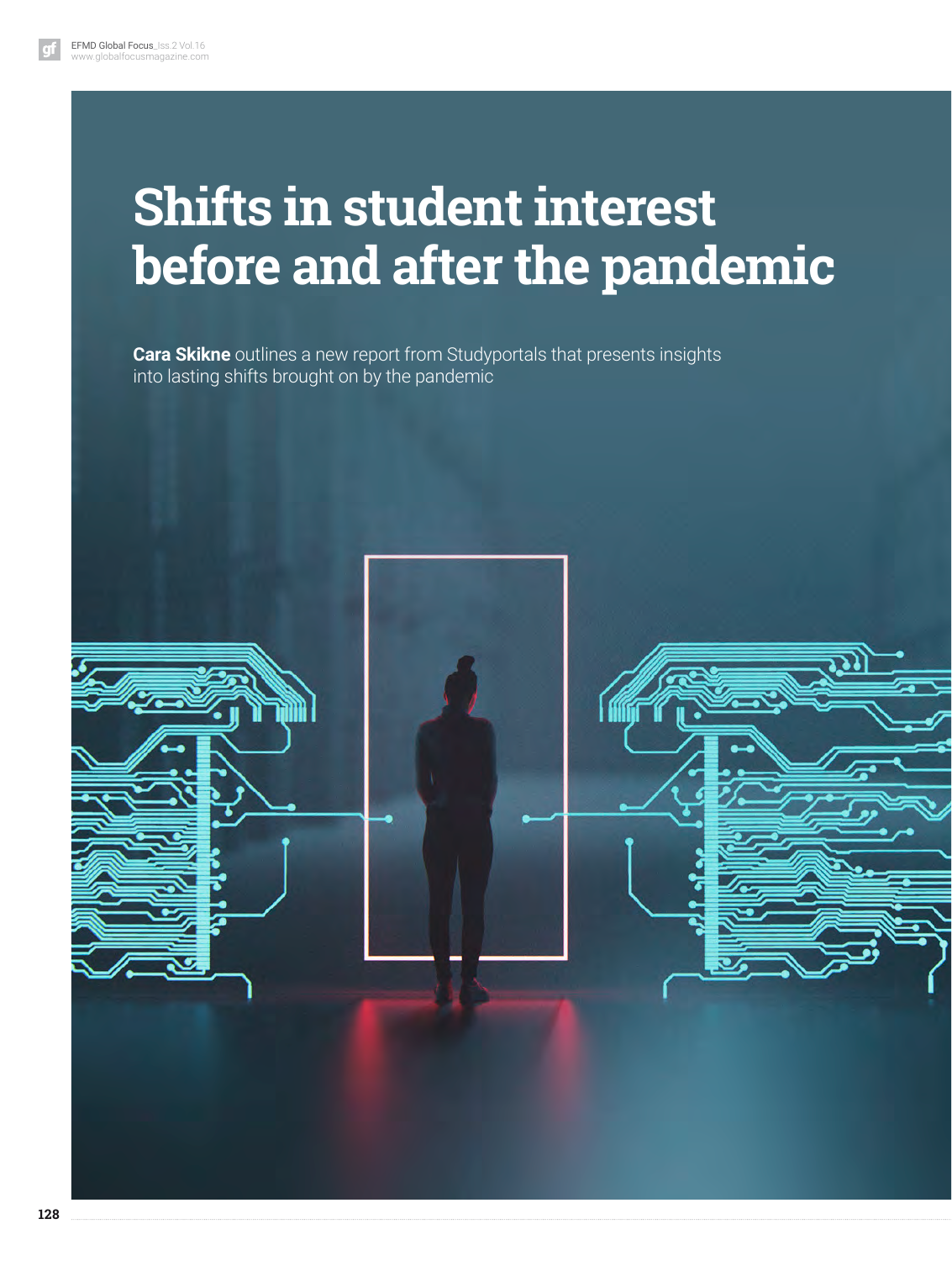# Shifts in student interest before and after the pandemic

**Cara Skikne** outlines a new report from Studyportals that presents insights into lasting shifts brought on by the pandemic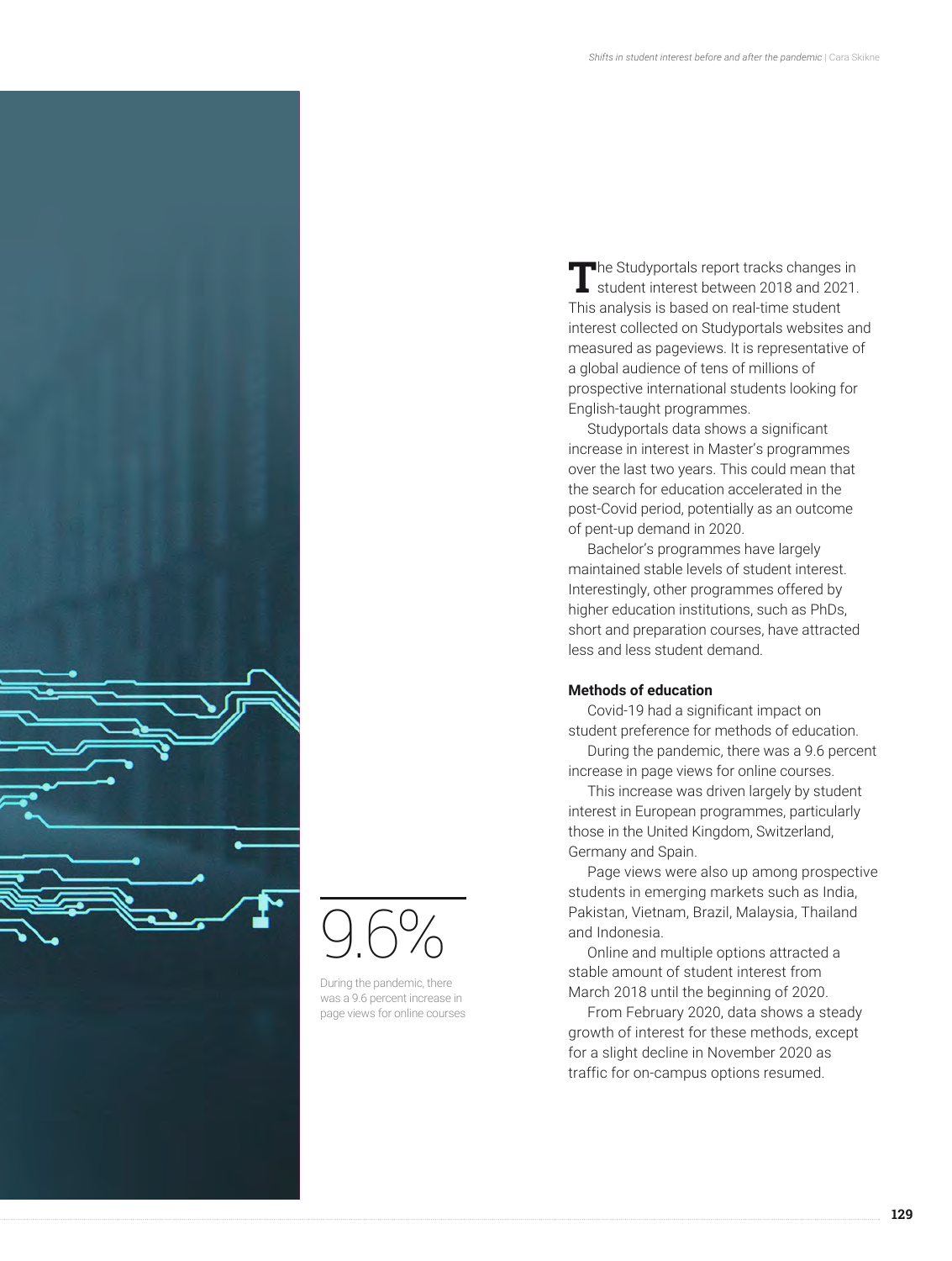The Studyportals report tracks changes in student interest between 2018 and 2021. This analysis is based on real-time student interest collected on Studyportals websites and measured as pageviews. It is representative of a global audience of tens of millions of prospective international students looking for English-taught programmes.

Studyportals data shows a significant increase in interest in Master's programmes over the last two years. This could mean that the search for education accelerated in the post-Covid period, potentially as an outcome of pent-up demand in 2020.

Bachelor's programmes have largely maintained stable levels of student interest. Interestingly, other programmes offered by higher education institutions, such as PhDs, short and preparation courses, have attracted less and less student demand.

**Methods of education**

Covid-19 had a significant impact on student preference for methods of education.

During the pandemic, there was a 9.6 percent increase in page views for online courses.

This increase was driven largely by student interest in European programmes, particularly those in the United Kingdom, Switzerland, Germany and Spain.

Page views were also up among prospective students in emerging markets such as India, Pakistan, Vietnam, Brazil, Malaysia, Thailand and Indonesia.

Online and multiple options attracted a stable amount of student interest from March 2018 until the beginning of 2020.

From February 2020, data shows a steady growth of interest for these methods, except for a slight decline in November 2020 as traffic for on-campus options resumed.

9.6%

During the pandemic, there was a 9.6 percent increase in page views for online courses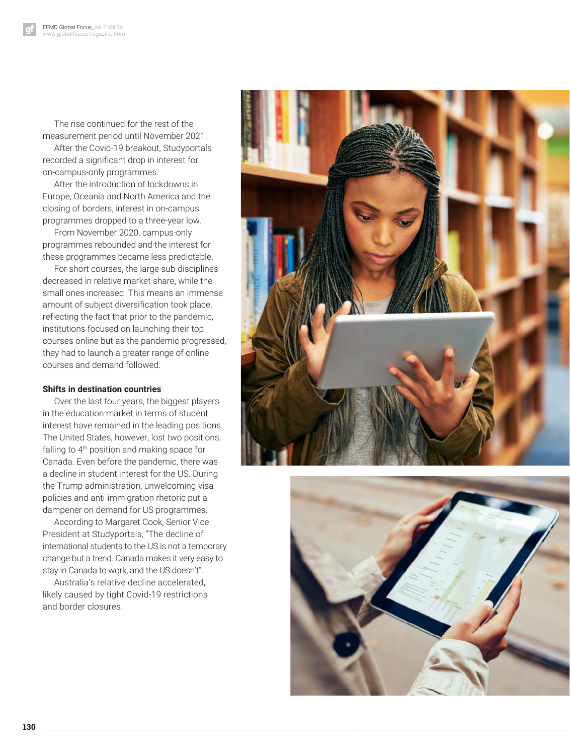The rise continued for the rest of the measurement period until November 2021.

After the Covid-19 breakout, Studyportals recorded a significant drop in interest for on-campus-only programmes.

After the introduction of lockdowns in Europe, Oceania and North America and the closing of borders, interest in on-campus programmes dropped to a three-year low.

From November 2020, campus-only programmes rebounded and the interest for these programmes became less predictable.

For short courses, the large sub-disciplines decreased in relative market share, while the small ones increased. This means an immense amount of subject diversification took place, reflecting the fact that prior to the pandemic, institutions focused on launching their top courses online but as the pandemic progressed, they had to launch a greater range of online courses and demand followed.

**Shifts in destination countries**

Over the last four years, the biggest players in the education market in terms of student interest have remained in the leading positions. The United States, however, lost two positions, falling to 4th position and making space for Canada. Even before the pandemic, there was a decline in student interest for the US. During the Trump administration, unwelcoming visa policies and anti-immigration rhetoric put a dampener on demand for US programmes.

According to Margaret Cook, Senior Vice President at Studyportals, "The decline of international students to the US is not a temporary change but a trend. Canada makes it very easy to stay in Canada to work, and the US doesn't".

Australia's relative decline accelerated, likely caused by tight Covid-19 restrictions and border closures.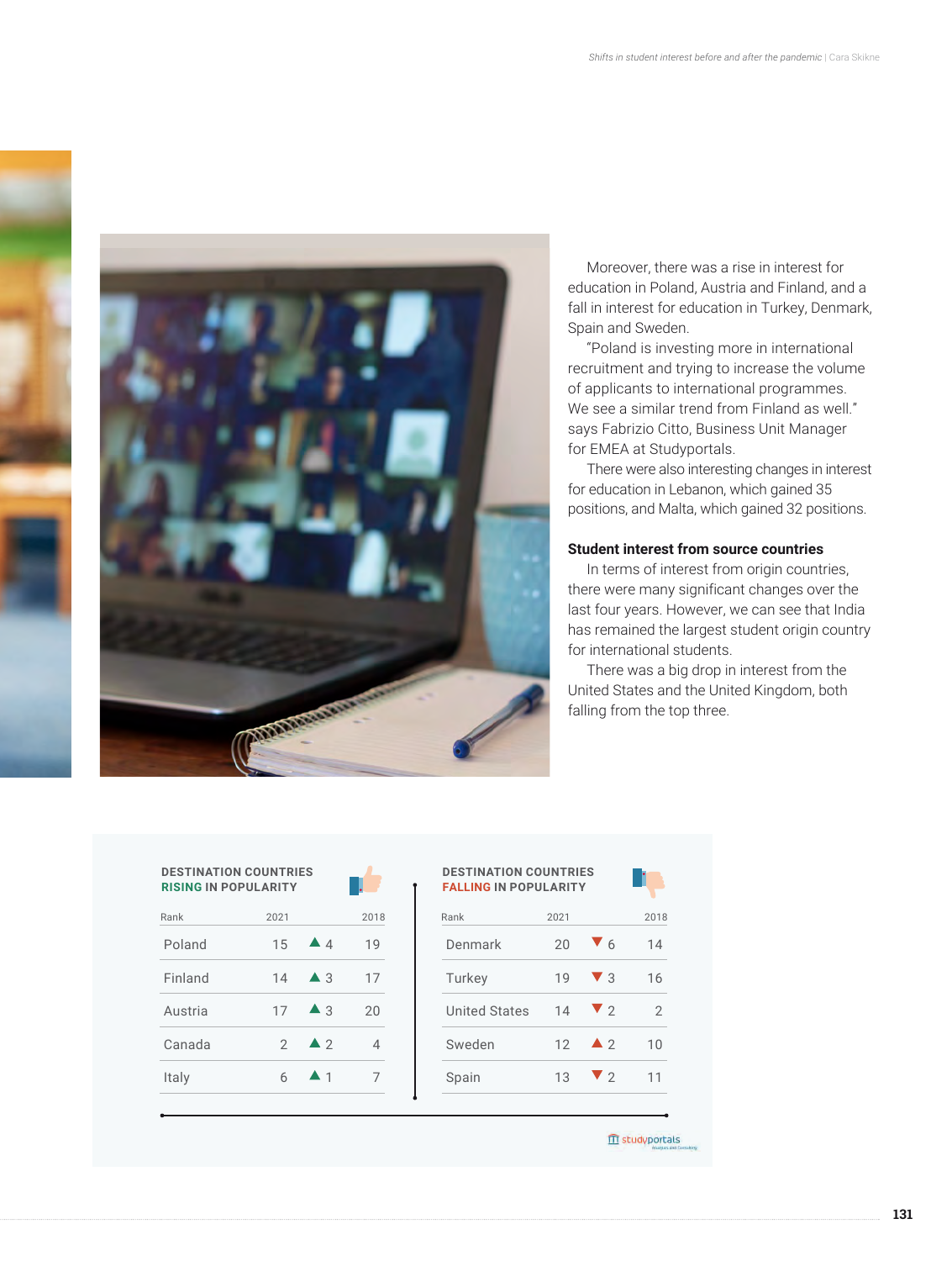Moreover, there was a rise in interest for education in Poland, Austria and Finland, and a fall in interest for education in Turkey, Denmark, Spain and Sweden.

"Poland is investing more in international recruitment and trying to increase the volume of applicants to international programmes. We see a similar trend from Finland as well." says Fabrizio Citto, Business Unit Manager for EMEA at Studyportals.

There were also interesting changes in interest for education in Lebanon, which gained 35 positions, and Malta, which gained 32 positions.

### Student interest from source countries

In terms of interest from origin countries, there were many significant changes over the last four years. However, we can see that India has remained the largest student origin country for international students.

There was a big drop in interest from the United States and the United Kingdom, both falling from the top three.

**DESTINATION COUNTRIES RISING IN POPULARITY**

| Rank | 2021 | Change | 2018 |
|---|---|---|---|
| Poland | 15 | ▲ 4 | 19 |
| Finland | 14 | ▲ 3 | 17 |
| Austria | 17 | ▲ 3 | 20 |
| Canada | 2 | ▲ 2 | 4 |
| Italy | 6 | ▲ 1 | 7 |

**DESTINATION COUNTRIES FALLING IN POPULARITY**

| Rank | 2021 | Change | 2018 |
|---|---|---|---|
| Denmark | 20 | ▼ 6 | 14 |
| Turkey | 19 | ▼ 3 | 16 |
| United States | 14 | ▼ 2 | 2 |
| Sweden | 12 | ▲ 2 | 10 |
| Spain | 13 | ▼ 2 | 11 |

studyportals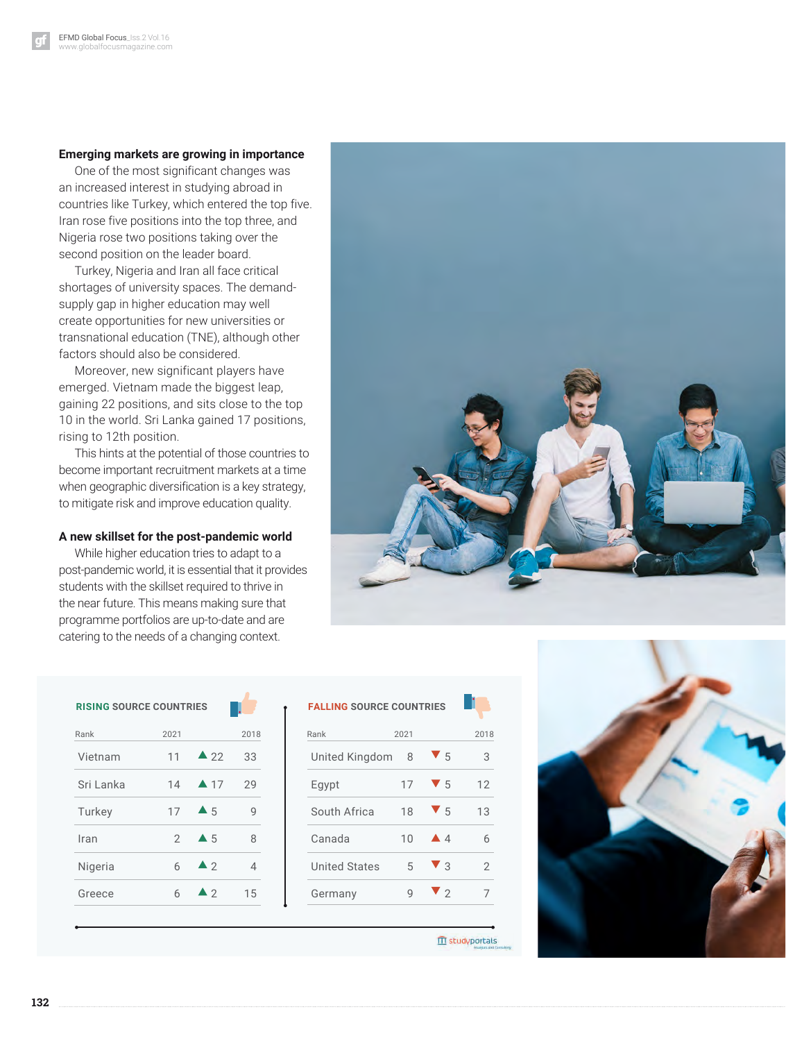### Emerging markets are growing in importance

One of the most significant changes was an increased interest in studying abroad in countries like Turkey, which entered the top five. Iran rose five positions into the top three, and Nigeria rose two positions taking over the second position on the leader board.

Turkey, Nigeria and Iran all face critical shortages of university spaces. The demand-supply gap in higher education may well create opportunities for new universities or transnational education (TNE), although other factors should also be considered.

Moreover, new significant players have emerged. Vietnam made the biggest leap, gaining 22 positions, and sits close to the top 10 in the world. Sri Lanka gained 17 positions, rising to 12th position.

This hints at the potential of those countries to become important recruitment markets at a time when geographic diversification is a key strategy, to mitigate risk and improve education quality.

### A new skillset for the post-pandemic world

While higher education tries to adapt to a post-pandemic world, it is essential that it provides students with the skillset required to thrive in the near future. This means making sure that programme portfolios are up-to-date and are catering to the needs of a changing context.

**RISING SOURCE COUNTRIES**

| Rank | 2021 | | 2018 |
|---|---|---|---|
| Vietnam | 11 | ▲ 22 | 33 |
| Sri Lanka | 14 | ▲ 17 | 29 |
| Turkey | 17 | ▲ 5 | 9 |
| Iran | 2 | ▲ 5 | 8 |
| Nigeria | 6 | ▲ 2 | 4 |
| Greece | 6 | ▲ 2 | 15 |

**FALLING SOURCE COUNTRIES**

| Rank | 2021 | | 2018 |
|---|---|---|---|
| United Kingdom | 8 | ▼ 5 | 3 |
| Egypt | 17 | ▼ 5 | 12 |
| South Africa | 18 | ▼ 5 | 13 |
| Canada | 10 | ▲ 4 | 6 |
| United States | 5 | ▼ 3 | 2 |
| Germany | 9 | ▼ 2 | 7 |

studyportals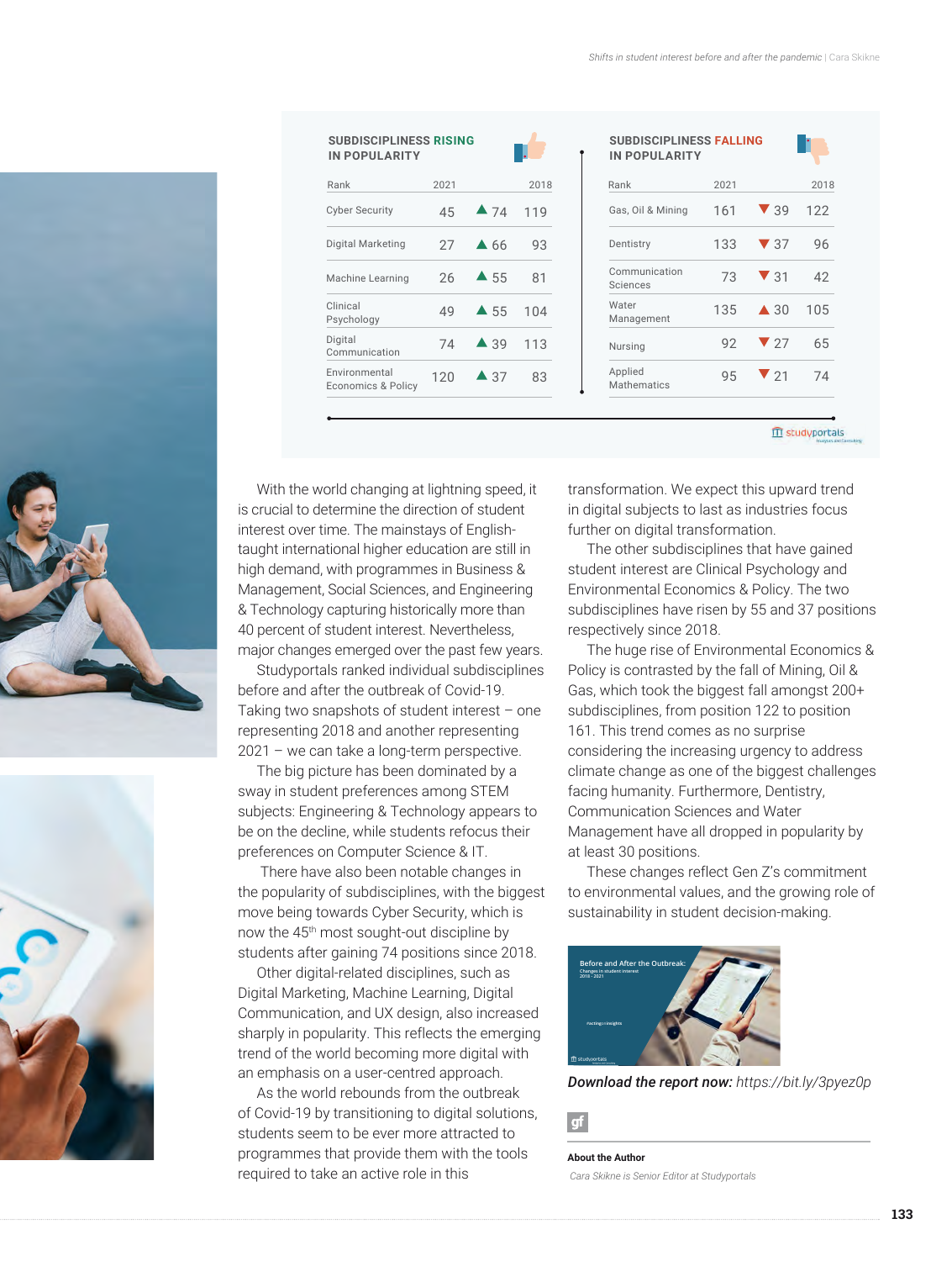## SUBDISCIPLINESS RISING IN POPULARITY

| Rank | 2021 | | 2018 |
|---|---|---|---|
| Cyber Security | 45 | ▲ 74 | 119 |
| Digital Marketing | 27 | ▲ 66 | 93 |
| Machine Learning | 26 | ▲ 55 | 81 |
| Clinical Psychology | 49 | ▲ 55 | 104 |
| Digital Communication | 74 | ▲ 39 | 113 |
| Environmental Economics & Policy | 120 | ▲ 37 | 83 |

## SUBDISCIPLINESS FALLING IN POPULARITY

| Rank | 2021 | | 2018 |
|---|---|---|---|
| Gas, Oil & Mining | 161 | ▼ 39 | 122 |
| Dentistry | 133 | ▼ 37 | 96 |
| Communication Sciences | 73 | ▼ 31 | 42 |
| Water Management | 135 | ▲ 30 | 105 |
| Nursing | 92 | ▼ 27 | 65 |
| Applied Mathematics | 95 | ▼ 21 | 74 |

studyportals

With the world changing at lightning speed, it is crucial to determine the direction of student interest over time. The mainstays of English-taught international higher education are still in high demand, with programmes in Business & Management, Social Sciences, and Engineering & Technology capturing historically more than 40 percent of student interest. Nevertheless, major changes emerged over the past few years.

Studyportals ranked individual subdisciplines before and after the outbreak of Covid-19. Taking two snapshots of student interest – one representing 2018 and another representing 2021 – we can take a long-term perspective.

The big picture has been dominated by a sway in student preferences among STEM subjects: Engineering & Technology appears to be on the decline, while students refocus their preferences on Computer Science & IT.

There have also been notable changes in the popularity of subdisciplines, with the biggest move being towards Cyber Security, which is now the 45th most sought-out discipline by students after gaining 74 positions since 2018.

Other digital-related disciplines, such as Digital Marketing, Machine Learning, Digital Communication, and UX design, also increased sharply in popularity. This reflects the emerging trend of the world becoming more digital with an emphasis on a user-centred approach.

As the world rebounds from the outbreak of Covid-19 by transitioning to digital solutions, students seem to be ever more attracted to programmes that provide them with the tools required to take an active role in this transformation. We expect this upward trend in digital subjects to last as industries focus further on digital transformation.

The other subdisciplines that have gained student interest are Clinical Psychology and Environmental Economics & Policy. The two subdisciplines have risen by 55 and 37 positions respectively since 2018.

The huge rise of Environmental Economics & Policy is contrasted by the fall of Mining, Oil & Gas, which took the biggest fall amongst 200+ subdisciplines, from position 122 to position 161. This trend comes as no surprise considering the increasing urgency to address climate change as one of the biggest challenges facing humanity. Furthermore, Dentistry, Communication Sciences and Water Management have all dropped in popularity by at least 30 positions.

These changes reflect Gen Z's commitment to environmental values, and the growing role of sustainability in student decision-making.

***Download the report now:*** *https://bit.ly/3pyez0p*

**About the Author**

*Cara Skikne is Senior Editor at Studyportals*